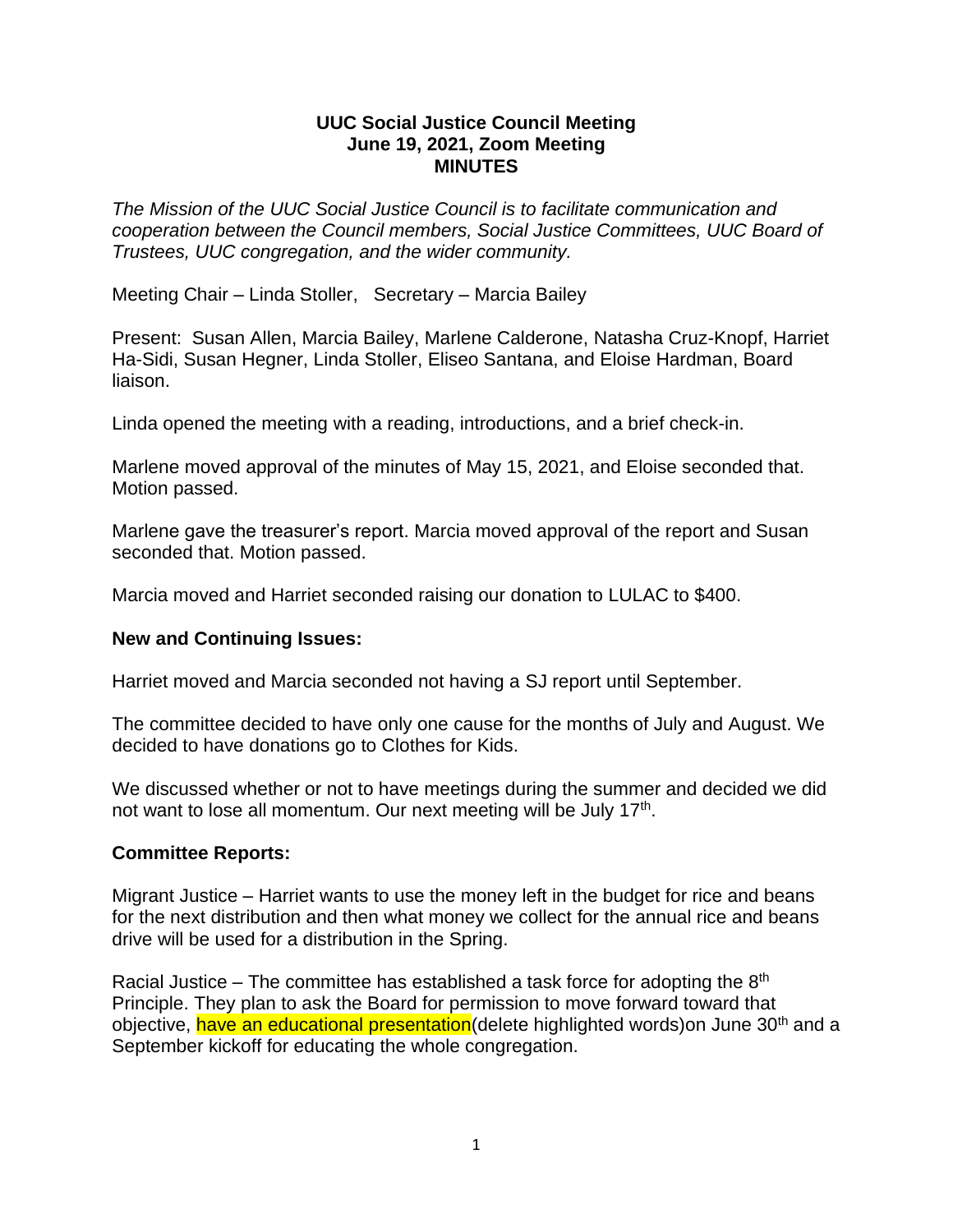**UUC Social Justice Council Meeting**
**June 19, 2021, Zoom Meeting**
**MINUTES**

*The Mission of the UUC Social Justice Council is to facilitate communication and cooperation between the Council members, Social Justice Committees, UUC Board of Trustees, UUC congregation, and the wider community.*

Meeting Chair – Linda Stoller, Secretary – Marcia Bailey

Present: Susan Allen, Marcia Bailey, Marlene Calderone, Natasha Cruz-Knopf, Harriet Ha-Sidi, Susan Hegner, Linda Stoller, Eliseo Santana, and Eloise Hardman, Board liaison.

Linda opened the meeting with a reading, introductions, and a brief check-in.

Marlene moved approval of the minutes of May 15, 2021, and Eloise seconded that. Motion passed.

Marlene gave the treasurer's report. Marcia moved approval of the report and Susan seconded that. Motion passed.

Marcia moved and Harriet seconded raising our donation to LULAC to $400.

## New and Continuing Issues:

Harriet moved and Marcia seconded not having a SJ report until September.

The committee decided to have only one cause for the months of July and August. We decided to have donations go to Clothes for Kids.

We discussed whether or not to have meetings during the summer and decided we did not want to lose all momentum. Our next meeting will be July 17th.

## Committee Reports:

Migrant Justice – Harriet wants to use the money left in the budget for rice and beans for the next distribution and then what money we collect for the annual rice and beans drive will be used for a distribution in the Spring.

Racial Justice – The committee has established a task force for adopting the 8th Principle. They plan to ask the Board for permission to move forward toward that objective, have an educational presentation(delete highlighted words)on June 30th and a September kickoff for educating the whole congregation.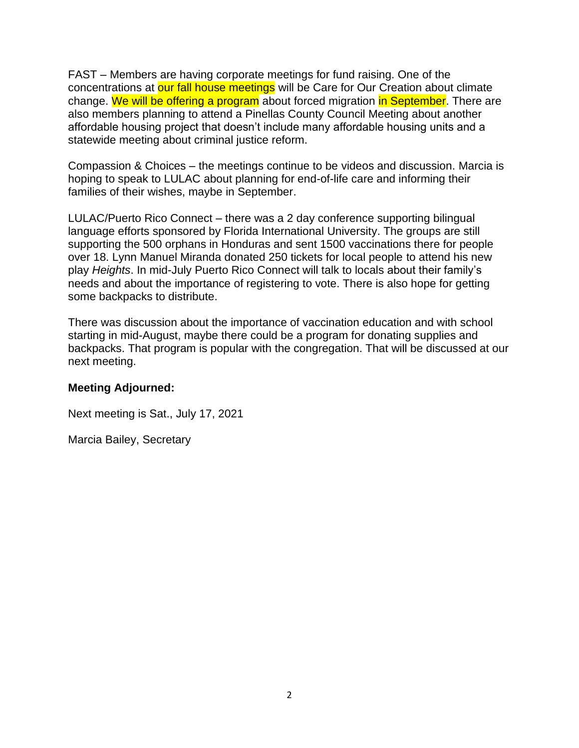FAST – Members are having corporate meetings for fund raising. One of the concentrations at our fall house meetings will be Care for Our Creation about climate change. We will be offering a program about forced migration in September. There are also members planning to attend a Pinellas County Council Meeting about another affordable housing project that doesn't include many affordable housing units and a statewide meeting about criminal justice reform.

Compassion & Choices – the meetings continue to be videos and discussion. Marcia is hoping to speak to LULAC about planning for end-of-life care and informing their families of their wishes, maybe in September.

LULAC/Puerto Rico Connect – there was a 2 day conference supporting bilingual language efforts sponsored by Florida International University. The groups are still supporting the 500 orphans in Honduras and sent 1500 vaccinations there for people over 18. Lynn Manuel Miranda donated 250 tickets for local people to attend his new play *Heights*. In mid-July Puerto Rico Connect will talk to locals about their family's needs and about the importance of registering to vote. There is also hope for getting some backpacks to distribute.

There was discussion about the importance of vaccination education and with school starting in mid-August, maybe there could be a program for donating supplies and backpacks. That program is popular with the congregation. That will be discussed at our next meeting.

**Meeting Adjourned:**

Next meeting is Sat., July 17, 2021

Marcia Bailey, Secretary